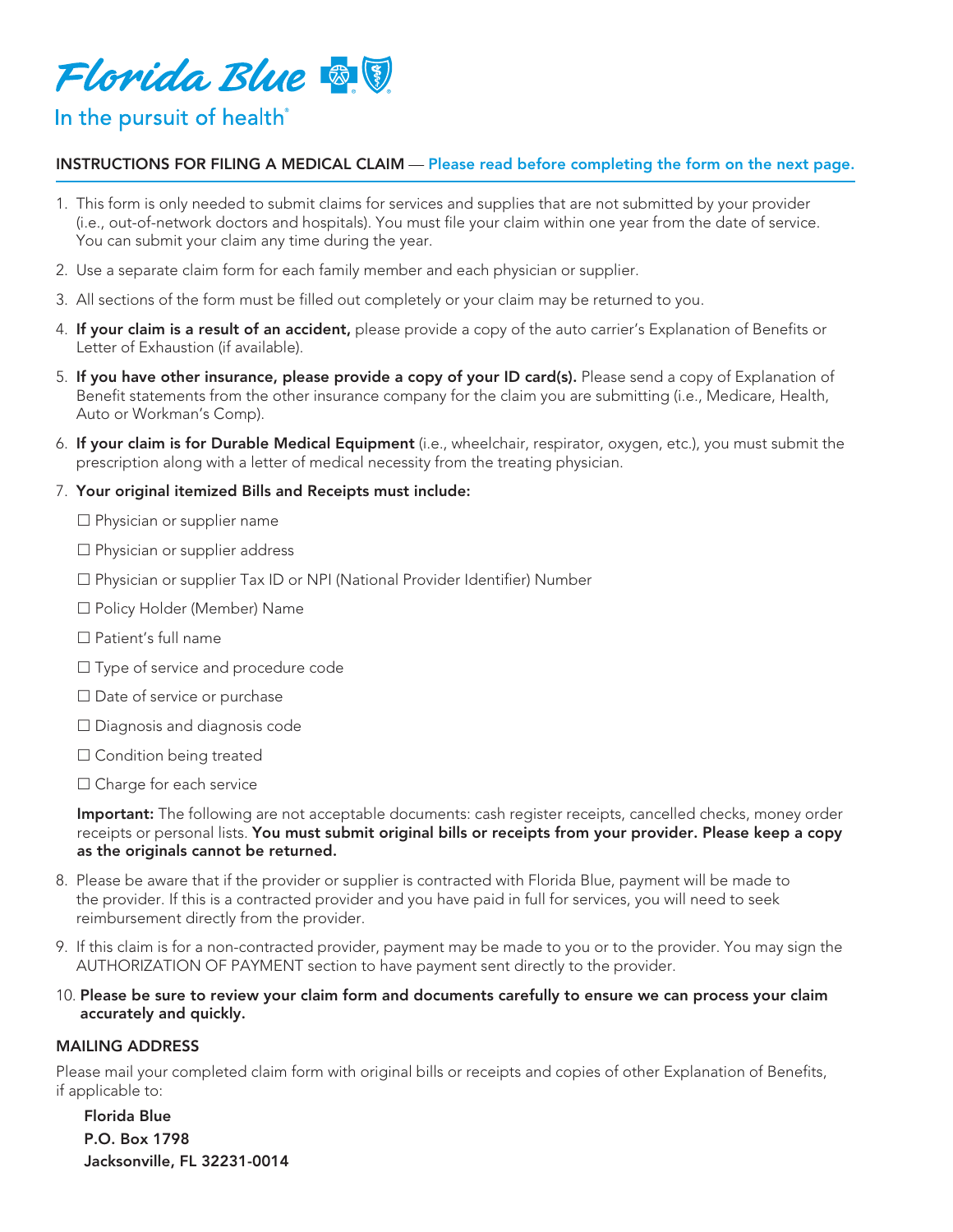Florida Blue

In the pursuit of health®

## INSTRUCTIONS FOR FILING A MEDICAL CLAIM — Please read before completing the form on the next page.

1. This form is only needed to submit claims for services and supplies that are not submitted by your provider (i.e., out-of-network doctors and hospitals). You must file your claim within one year from the date of service. You can submit your claim any time during the year.
2. Use a separate claim form for each family member and each physician or supplier.
3. All sections of the form must be filled out completely or your claim may be returned to you.
4. **If your claim is a result of an accident,** please provide a copy of the auto carrier's Explanation of Benefits or Letter of Exhaustion (if available).
5. **If you have other insurance, please provide a copy of your ID card(s).** Please send a copy of Explanation of Benefit statements from the other insurance company for the claim you are submitting (i.e., Medicare, Health, Auto or Workman's Comp).
6. **If your claim is for Durable Medical Equipment** (i.e., wheelchair, respirator, oxygen, etc.), you must submit the prescription along with a letter of medical necessity from the treating physician.
7. **Your original itemized Bills and Receipts must include:**

   ☐ Physician or supplier name

   ☐ Physician or supplier address

   ☐ Physician or supplier Tax ID or NPI (National Provider Identifier) Number

   ☐ Policy Holder (Member) Name

   ☐ Patient's full name

   ☐ Type of service and procedure code

   ☐ Date of service or purchase

   ☐ Diagnosis and diagnosis code

   ☐ Condition being treated

   ☐ Charge for each service

   **Important:** The following are not acceptable documents: cash register receipts, cancelled checks, money order receipts or personal lists. **You must submit original bills or receipts from your provider. Please keep a copy as the originals cannot be returned.**

8. Please be aware that if the provider or supplier is contracted with Florida Blue, payment will be made to the provider. If this is a contracted provider and you have paid in full for services, you will need to seek reimbursement directly from the provider.
9. If this claim is for a non-contracted provider, payment may be made to you or to the provider. You may sign the AUTHORIZATION OF PAYMENT section to have payment sent directly to the provider.
10. **Please be sure to review your claim form and documents carefully to ensure we can process your claim accurately and quickly.**

### MAILING ADDRESS

Please mail your completed claim form with original bills or receipts and copies of other Explanation of Benefits, if applicable to:

**Florida Blue**
**P.O. Box 1798**
**Jacksonville, FL 32231-0014**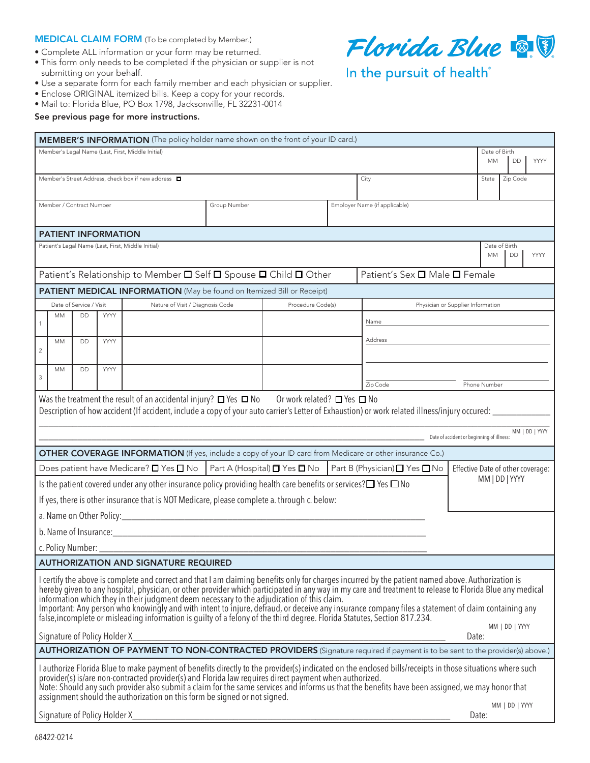## MEDICAL CLAIM FORM (To be completed by Member.)

- Complete ALL information or your form may be returned.
- This form only needs to be completed if the physician or supplier is not submitting on your behalf.
- Use a separate form for each family member and each physician or supplier.
- Enclose ORIGINAL itemized bills. Keep a copy for your records.
- Mail to: Florida Blue, PO Box 1798, Jacksonville, FL 32231-0014

**See previous page for more instructions.**

Florida Blue
In the pursuit of health®

### MEMBER'S INFORMATION (The policy holder name shown on the front of your ID card.)

| | | | | |
|---|---|---|---|---|
| Member's Legal Name (Last, First, Middle Initial) | | | Date of Birth MM \| DD \| YYYY | |
| Member's Street Address, check box if new address ☐ | | City | State | Zip Code |
| Member / Contract Number | Group Number | Employer Name (if applicable) | | |

### PATIENT INFORMATION

| | |
|---|---|
| Patient's Legal Name (Last, First, Middle Initial) | Date of Birth MM \| DD \| YYYY |
| Patient's Relationship to Member ☐ Self ☐ Spouse ☐ Child ☐ Other | Patient's Sex ☐ Male ☐ Female |

### PATIENT MEDICAL INFORMATION (May be found on Itemized Bill or Receipt)

| | Date of Service / Visit | Nature of Visit / Diagnosis Code | Procedure Code(s) | Physician or Supplier Information |
|---|---|---|---|---|
| 1 | MM \| DD \| YYYY | | | Name |
| 2 | MM \| DD \| YYYY | | | Address |
| 3 | MM \| DD \| YYYY | | | Zip Code / Phone Number |

Was the treatment the result of an accidental injury? ☐ Yes ☐ No Or work related? ☐ Yes ☐ No

Description of how accident (If accident, include a copy of your auto carrier's Letter of Exhaustion) or work related illness/injury occured: ____________

____________________________________________________________

____________________________________________________________ Date of accident or beginning of illness: MM | DD | YYYY

### OTHER COVERAGE INFORMATION (If yes, include a copy of your ID card from Medicare or other insurance Co.)

Does patient have Medicare? ☐ Yes ☐ No | Part A (Hospital) ☐ Yes ☐ No | Part B (Physician) ☐ Yes ☐ No | Effective Date of other coverage: MM | DD | YYYY

Is the patient covered under any other insurance policy providing health care benefits or services? ☐ Yes ☐ No

If yes, there is other insurance that is NOT Medicare, please complete a. through c. below:

a. Name on Other Policy: ____________________________________________

b. Name of Insurance: ____________________________________________

c. Policy Number: ____________________________________________

### AUTHORIZATION AND SIGNATURE REQUIRED

I certify the above is complete and correct and that I am claiming benefits only for charges incurred by the patient named above. Authorization is hereby given to any hospital, physician, or other provider which participated in any way in my care and treatment to release to Florida Blue any medical information which they in their judgment deem necessary to the adjudication of this claim.
Important: Any person who knowingly and with intent to injure, defraud, or deceive any insurance company files a statement of claim containing any false,incomplete or misleading information is guilty of a felony of the third degree. Florida Statutes, Section 817.234.

Signature of Policy Holder X____________________________________________ Date: MM | DD | YYYY

### AUTHORIZATION OF PAYMENT TO NON-CONTRACTED PROVIDERS (Signature required if payment is to be sent to the provider(s) above.)

I authorize Florida Blue to make payment of benefits directly to the provider(s) indicated on the enclosed bills/receipts in those situations where such provider(s) is/are non-contracted provider(s) and Florida law requires direct payment when authorized.
Note: Should any such provider also submit a claim for the same services and informs us that the benefits have been assigned, we may honor that assignment should the authorization on this form be signed or not signed.

Signature of Policy Holder X____________________________________________ Date: MM | DD | YYYY

68422-0214